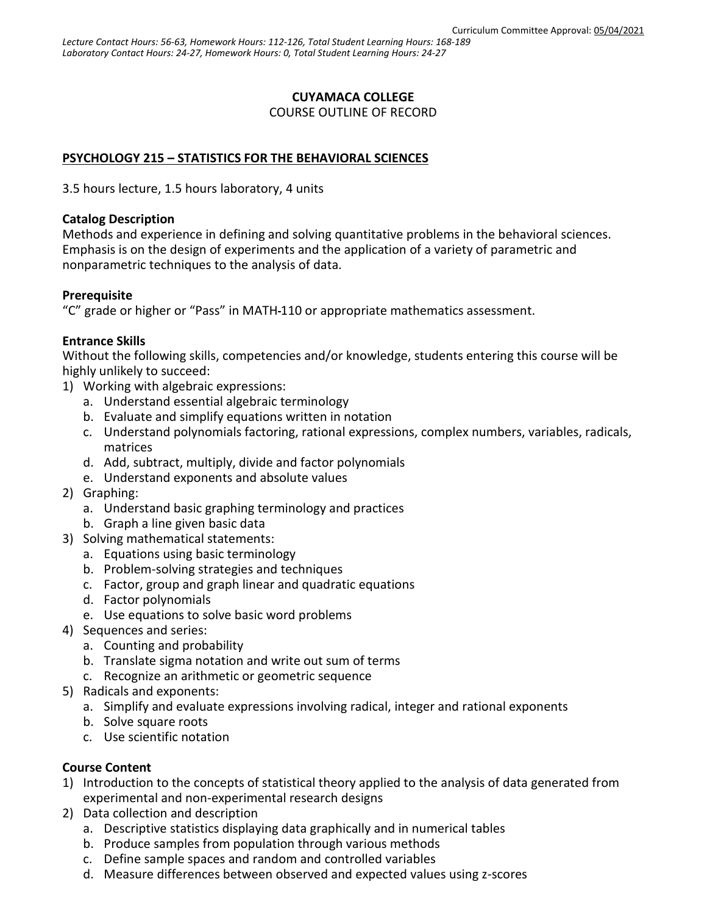Curriculum Committee Approval: 05/04/2021

*Lecture Contact Hours: 56-63, Homework Hours: 112-126, Total Student Learning Hours: 168-189*
*Laboratory Contact Hours: 24-27, Homework Hours: 0, Total Student Learning Hours: 24-27*

**CUYAMACA COLLEGE**
COURSE OUTLINE OF RECORD

**PSYCHOLOGY 215 – STATISTICS FOR THE BEHAVIORAL SCIENCES**

3.5 hours lecture, 1.5 hours laboratory, 4 units

**Catalog Description**
Methods and experience in defining and solving quantitative problems in the behavioral sciences. Emphasis is on the design of experiments and the application of a variety of parametric and nonparametric techniques to the analysis of data.

**Prerequisite**
"C" grade or higher or "Pass" in MATH-110 or appropriate mathematics assessment.

**Entrance Skills**
Without the following skills, competencies and/or knowledge, students entering this course will be highly unlikely to succeed:

1) Working with algebraic expressions:
   a. Understand essential algebraic terminology
   b. Evaluate and simplify equations written in notation
   c. Understand polynomials factoring, rational expressions, complex numbers, variables, radicals, matrices
   d. Add, subtract, multiply, divide and factor polynomials
   e. Understand exponents and absolute values
2) Graphing:
   a. Understand basic graphing terminology and practices
   b. Graph a line given basic data
3) Solving mathematical statements:
   a. Equations using basic terminology
   b. Problem-solving strategies and techniques
   c. Factor, group and graph linear and quadratic equations
   d. Factor polynomials
   e. Use equations to solve basic word problems
4) Sequences and series:
   a. Counting and probability
   b. Translate sigma notation and write out sum of terms
   c. Recognize an arithmetic or geometric sequence
5) Radicals and exponents:
   a. Simplify and evaluate expressions involving radical, integer and rational exponents
   b. Solve square roots
   c. Use scientific notation

**Course Content**

1) Introduction to the concepts of statistical theory applied to the analysis of data generated from experimental and non-experimental research designs
2) Data collection and description
   a. Descriptive statistics displaying data graphically and in numerical tables
   b. Produce samples from population through various methods
   c. Define sample spaces and random and controlled variables
   d. Measure differences between observed and expected values using z-scores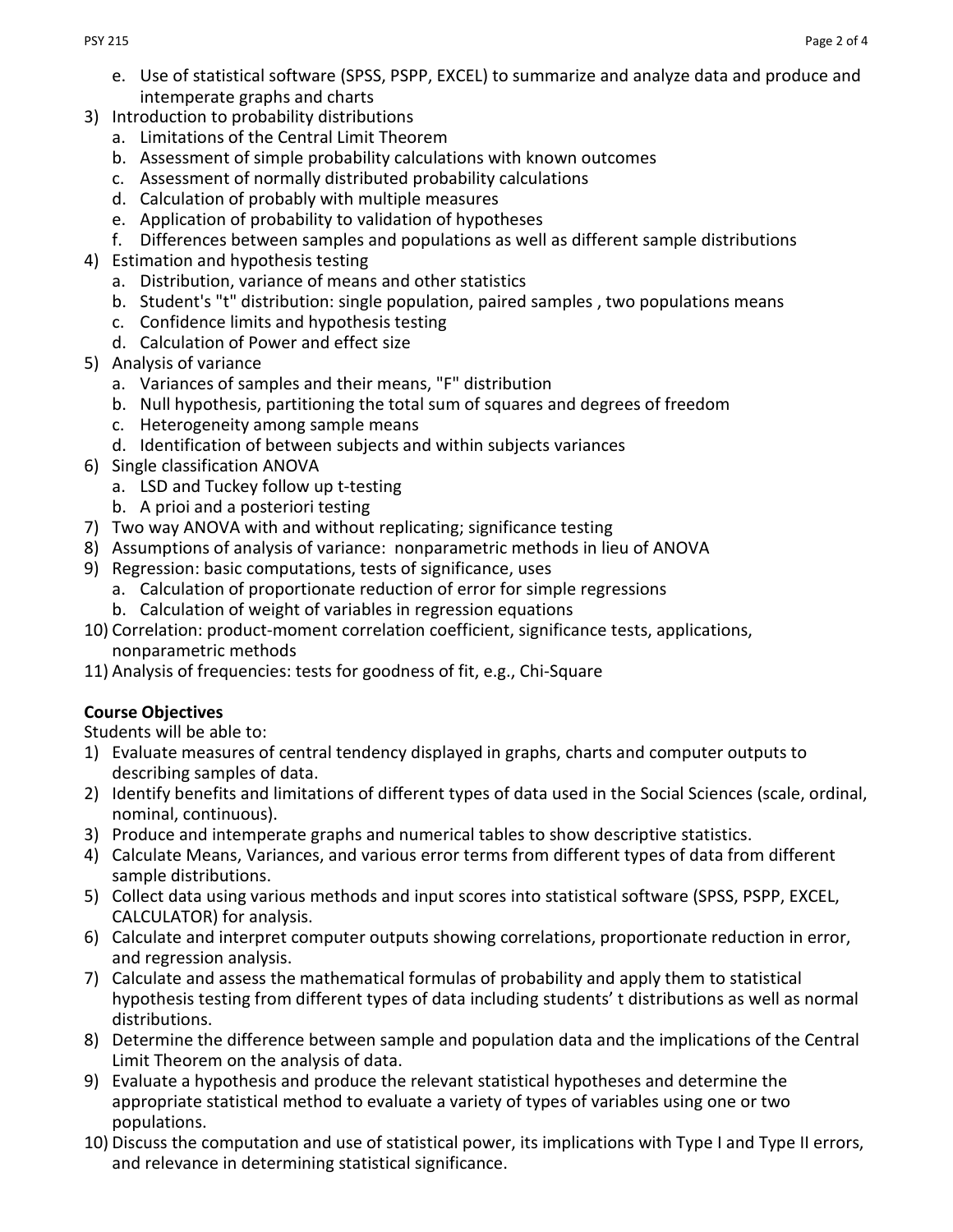e. Use of statistical software (SPSS, PSPP, EXCEL) to summarize and analyze data and produce and intemperate graphs and charts
3) Introduction to probability distributions
   a. Limitations of the Central Limit Theorem
   b. Assessment of simple probability calculations with known outcomes
   c. Assessment of normally distributed probability calculations
   d. Calculation of probably with multiple measures
   e. Application of probability to validation of hypotheses
   f. Differences between samples and populations as well as different sample distributions
4) Estimation and hypothesis testing
   a. Distribution, variance of means and other statistics
   b. Student's "t" distribution: single population, paired samples , two populations means
   c. Confidence limits and hypothesis testing
   d. Calculation of Power and effect size
5) Analysis of variance
   a. Variances of samples and their means, "F" distribution
   b. Null hypothesis, partitioning the total sum of squares and degrees of freedom
   c. Heterogeneity among sample means
   d. Identification of between subjects and within subjects variances
6) Single classification ANOVA
   a. LSD and Tuckey follow up t-testing
   b. A prioi and a posteriori testing
7) Two way ANOVA with and without replicating; significance testing
8) Assumptions of analysis of variance: nonparametric methods in lieu of ANOVA
9) Regression: basic computations, tests of significance, uses
   a. Calculation of proportionate reduction of error for simple regressions
   b. Calculation of weight of variables in regression equations
10) Correlation: product-moment correlation coefficient, significance tests, applications, nonparametric methods
11) Analysis of frequencies: tests for goodness of fit, e.g., Chi-Square

**Course Objectives**

Students will be able to:

1) Evaluate measures of central tendency displayed in graphs, charts and computer outputs to describing samples of data.
2) Identify benefits and limitations of different types of data used in the Social Sciences (scale, ordinal, nominal, continuous).
3) Produce and intemperate graphs and numerical tables to show descriptive statistics.
4) Calculate Means, Variances, and various error terms from different types of data from different sample distributions.
5) Collect data using various methods and input scores into statistical software (SPSS, PSPP, EXCEL, CALCULATOR) for analysis.
6) Calculate and interpret computer outputs showing correlations, proportionate reduction in error, and regression analysis.
7) Calculate and assess the mathematical formulas of probability and apply them to statistical hypothesis testing from different types of data including students' t distributions as well as normal distributions.
8) Determine the difference between sample and population data and the implications of the Central Limit Theorem on the analysis of data.
9) Evaluate a hypothesis and produce the relevant statistical hypotheses and determine the appropriate statistical method to evaluate a variety of types of variables using one or two populations.
10) Discuss the computation and use of statistical power, its implications with Type I and Type II errors, and relevance in determining statistical significance.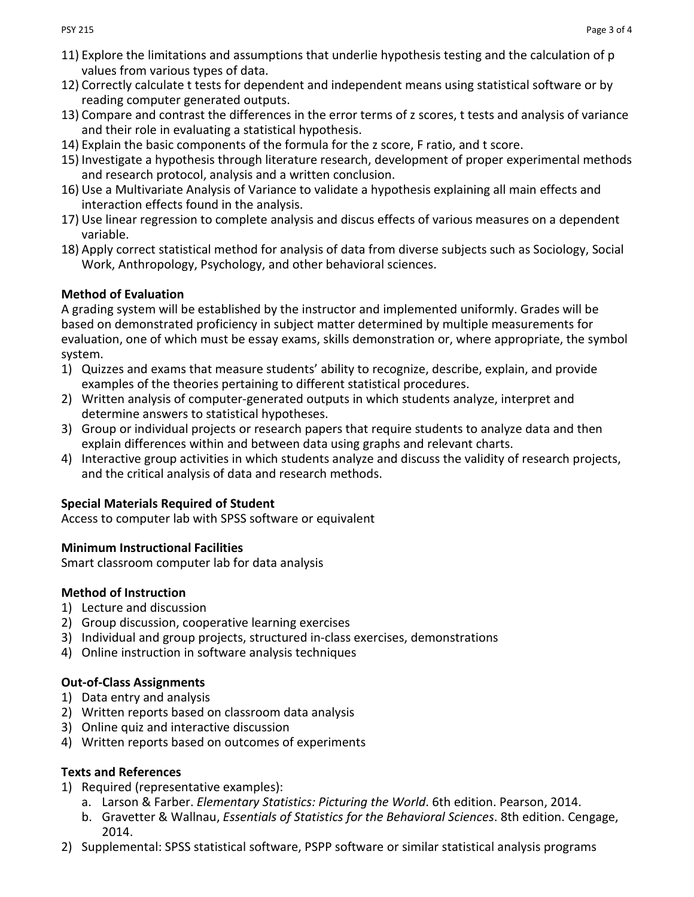11) Explore the limitations and assumptions that underlie hypothesis testing and the calculation of p values from various types of data.
12) Correctly calculate t tests for dependent and independent means using statistical software or by reading computer generated outputs.
13) Compare and contrast the differences in the error terms of z scores, t tests and analysis of variance and their role in evaluating a statistical hypothesis.
14) Explain the basic components of the formula for the z score, F ratio, and t score.
15) Investigate a hypothesis through literature research, development of proper experimental methods and research protocol, analysis and a written conclusion.
16) Use a Multivariate Analysis of Variance to validate a hypothesis explaining all main effects and interaction effects found in the analysis.
17) Use linear regression to complete analysis and discus effects of various measures on a dependent variable.
18) Apply correct statistical method for analysis of data from diverse subjects such as Sociology, Social Work, Anthropology, Psychology, and other behavioral sciences.

**Method of Evaluation**

A grading system will be established by the instructor and implemented uniformly. Grades will be based on demonstrated proficiency in subject matter determined by multiple measurements for evaluation, one of which must be essay exams, skills demonstration or, where appropriate, the symbol system.

1) Quizzes and exams that measure students' ability to recognize, describe, explain, and provide examples of the theories pertaining to different statistical procedures.
2) Written analysis of computer-generated outputs in which students analyze, interpret and determine answers to statistical hypotheses.
3) Group or individual projects or research papers that require students to analyze data and then explain differences within and between data using graphs and relevant charts.
4) Interactive group activities in which students analyze and discuss the validity of research projects, and the critical analysis of data and research methods.

**Special Materials Required of Student**

Access to computer lab with SPSS software or equivalent

**Minimum Instructional Facilities**

Smart classroom computer lab for data analysis

**Method of Instruction**

1) Lecture and discussion
2) Group discussion, cooperative learning exercises
3) Individual and group projects, structured in-class exercises, demonstrations
4) Online instruction in software analysis techniques

**Out-of-Class Assignments**

1) Data entry and analysis
2) Written reports based on classroom data analysis
3) Online quiz and interactive discussion
4) Written reports based on outcomes of experiments

**Texts and References**

1) Required (representative examples):
   a. Larson & Farber. *Elementary Statistics: Picturing the World*. 6th edition. Pearson, 2014.
   b. Gravetter & Wallnau, *Essentials of Statistics for the Behavioral Sciences*. 8th edition. Cengage, 2014.
2) Supplemental: SPSS statistical software, PSPP software or similar statistical analysis programs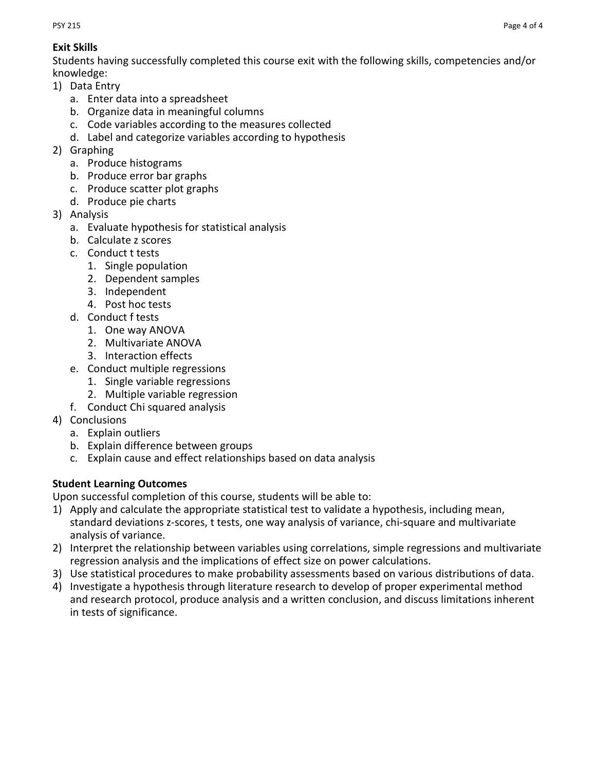**Exit Skills**

Students having successfully completed this course exit with the following skills, competencies and/or knowledge:

1) Data Entry
    a. Enter data into a spreadsheet
    b. Organize data in meaningful columns
    c. Code variables according to the measures collected
    d. Label and categorize variables according to hypothesis
2) Graphing
    a. Produce histograms
    b. Produce error bar graphs
    c. Produce scatter plot graphs
    d. Produce pie charts
3) Analysis
    a. Evaluate hypothesis for statistical analysis
    b. Calculate z scores
    c. Conduct t tests
        1. Single population
        2. Dependent samples
        3. Independent
        4. Post hoc tests
    d. Conduct f tests
        1. One way ANOVA
        2. Multivariate ANOVA
        3. Interaction effects
    e. Conduct multiple regressions
        1. Single variable regressions
        2. Multiple variable regression
    f. Conduct Chi squared analysis
4) Conclusions
    a. Explain outliers
    b. Explain difference between groups
    c. Explain cause and effect relationships based on data analysis

**Student Learning Outcomes**

Upon successful completion of this course, students will be able to:

1) Apply and calculate the appropriate statistical test to validate a hypothesis, including mean, standard deviations z-scores, t tests, one way analysis of variance, chi-square and multivariate analysis of variance.
2) Interpret the relationship between variables using correlations, simple regressions and multivariate regression analysis and the implications of effect size on power calculations.
3) Use statistical procedures to make probability assessments based on various distributions of data.
4) Investigate a hypothesis through literature research to develop of proper experimental method and research protocol, produce analysis and a written conclusion, and discuss limitations inherent in tests of significance.